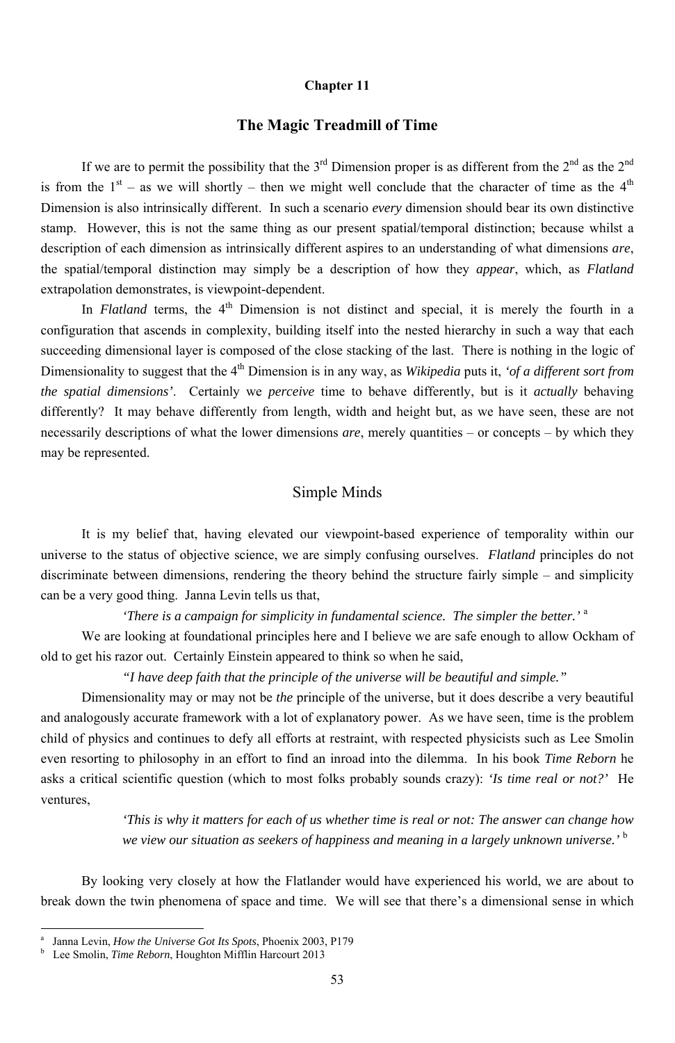**Chapter 11**

# The Magic Treadmill of Time

If we are to permit the possibility that the 3rd Dimension proper is as different from the 2nd as the 2nd is from the 1st – as we will shortly – then we might well conclude that the character of time as the 4th Dimension is also intrinsically different. In such a scenario *every* dimension should bear its own distinctive stamp. However, this is not the same thing as our present spatial/temporal distinction; because whilst a description of each dimension as intrinsically different aspires to an understanding of what dimensions *are*, the spatial/temporal distinction may simply be a description of how they *appear*, which, as *Flatland* extrapolation demonstrates, is viewpoint-dependent.

In *Flatland* terms, the 4th Dimension is not distinct and special, it is merely the fourth in a configuration that ascends in complexity, building itself into the nested hierarchy in such a way that each succeeding dimensional layer is composed of the close stacking of the last. There is nothing in the logic of Dimensionality to suggest that the 4th Dimension is in any way, as *Wikipedia* puts it, *'of a different sort from the spatial dimensions'*. Certainly we *perceive* time to behave differently, but is it *actually* behaving differently? It may behave differently from length, width and height but, as we have seen, these are not necessarily descriptions of what the lower dimensions *are*, merely quantities – or concepts – by which they may be represented.

## Simple Minds

It is my belief that, having elevated our viewpoint-based experience of temporality within our universe to the status of objective science, we are simply confusing ourselves. *Flatland* principles do not discriminate between dimensions, rendering the theory behind the structure fairly simple – and simplicity can be a very good thing. Janna Levin tells us that,

> *'There is a campaign for simplicity in fundamental science. The simpler the better.'* [a]

We are looking at foundational principles here and I believe we are safe enough to allow Ockham of old to get his razor out. Certainly Einstein appeared to think so when he said,

> *"I have deep faith that the principle of the universe will be beautiful and simple."*

Dimensionality may or may not be *the* principle of the universe, but it does describe a very beautiful and analogously accurate framework with a lot of explanatory power. As we have seen, time is the problem child of physics and continues to defy all efforts at restraint, with respected physicists such as Lee Smolin even resorting to philosophy in an effort to find an inroad into the dilemma. In his book *Time Reborn* he asks a critical scientific question (which to most folks probably sounds crazy): *'Is time real or not?'* He ventures,

> *'This is why it matters for each of us whether time is real or not: The answer can change how we view our situation as seekers of happiness and meaning in a largely unknown universe.'* [b]

By looking very closely at how the Flatlander would have experienced his world, we are about to break down the twin phenomena of space and time. We will see that there's a dimensional sense in which

---

[a] Janna Levin, *How the Universe Got Its Spots*, Phoenix 2003, P179

[b] Lee Smolin, *Time Reborn*, Houghton Mifflin Harcourt 2013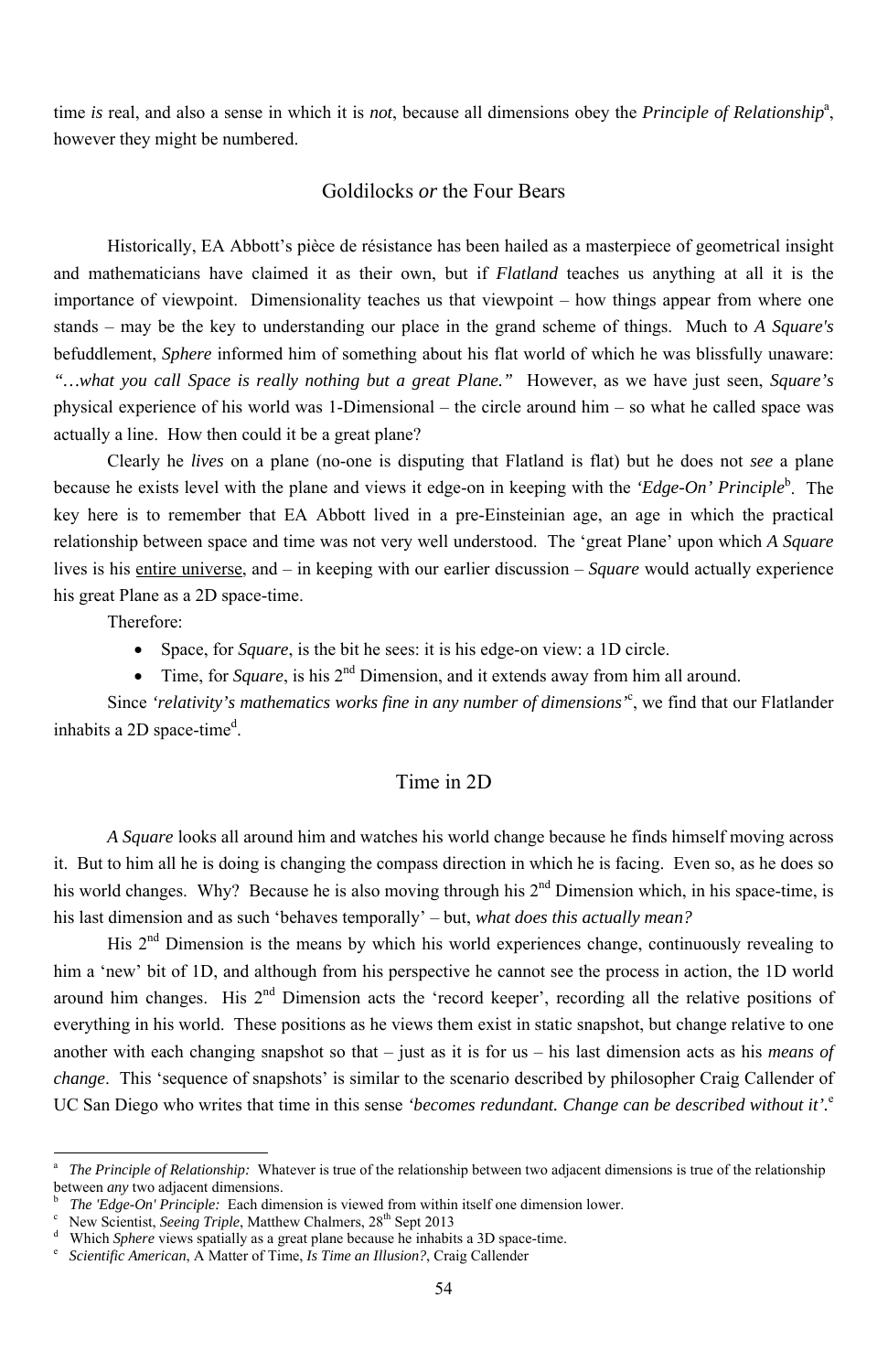time *is* real, and also a sense in which it is *not*, because all dimensions obey the *Principle of Relationship*[a], however they might be numbered.

## Goldilocks *or* the Four Bears

Historically, EA Abbott's pièce de résistance has been hailed as a masterpiece of geometrical insight and mathematicians have claimed it as their own, but if *Flatland* teaches us anything at all it is the importance of viewpoint. Dimensionality teaches us that viewpoint – how things appear from where one stands – may be the key to understanding our place in the grand scheme of things. Much to *A Square's* befuddlement, *Sphere* informed him of something about his flat world of which he was blissfully unaware: *"…what you call Space is really nothing but a great Plane."* However, as we have just seen, *Square's* physical experience of his world was 1-Dimensional – the circle around him – so what he called space was actually a line. How then could it be a great plane?

Clearly he *lives* on a plane (no-one is disputing that Flatland is flat) but he does not *see* a plane because he exists level with the plane and views it edge-on in keeping with the *'Edge-On' Principle*[b]. The key here is to remember that EA Abbott lived in a pre-Einsteinian age, an age in which the practical relationship between space and time was not very well understood. The 'great Plane' upon which *A Square* lives is his <u>entire universe</u>, and – in keeping with our earlier discussion – *Square* would actually experience his great Plane as a 2D space-time.

Therefore:

- Space, for *Square*, is the bit he sees: it is his edge-on view: a 1D circle.
- Time, for *Square*, is his 2nd Dimension, and it extends away from him all around.

Since *'relativity's mathematics works fine in any number of dimensions'*[c], we find that our Flatlander inhabits a 2D space-time[d].

## Time in 2D

*A Square* looks all around him and watches his world change because he finds himself moving across it. But to him all he is doing is changing the compass direction in which he is facing. Even so, as he does so his world changes. Why? Because he is also moving through his 2nd Dimension which, in his space-time, is his last dimension and as such 'behaves temporally' – but, *what does this actually mean?*

His 2nd Dimension is the means by which his world experiences change, continuously revealing to him a 'new' bit of 1D, and although from his perspective he cannot see the process in action, the 1D world around him changes. His 2nd Dimension acts the 'record keeper', recording all the relative positions of everything in his world. These positions as he views them exist in static snapshot, but change relative to one another with each changing snapshot so that – just as it is for us – his last dimension acts as his *means of change*. This 'sequence of snapshots' is similar to the scenario described by philosopher Craig Callender of UC San Diego who writes that time in this sense *'becomes redundant. Change can be described without it'*.[e]

---

[a] *The Principle of Relationship:* Whatever is true of the relationship between two adjacent dimensions is true of the relationship between *any* two adjacent dimensions.

[b] *The 'Edge-On' Principle:* Each dimension is viewed from within itself one dimension lower.

[c] New Scientist, *Seeing Triple*, Matthew Chalmers, 28th Sept 2013

[d] Which *Sphere* views spatially as a great plane because he inhabits a 3D space-time.

[e] *Scientific American*, A Matter of Time, *Is Time an Illusion?*, Craig Callender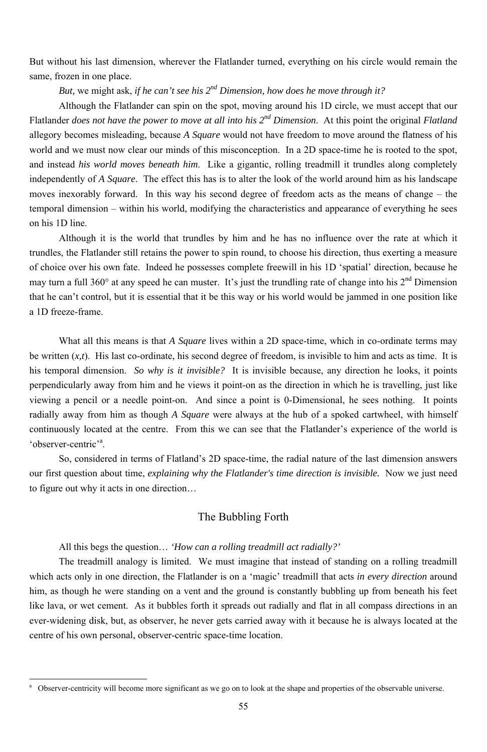But without his last dimension, wherever the Flatlander turned, everything on his circle would remain the same, frozen in one place.

*But,* we might ask, *if he can't see his $2^{nd}$ Dimension, how does he move through it?*

Although the Flatlander can spin on the spot, moving around his 1D circle, we must accept that our Flatlander *does not have the power to move at all into his $2^{nd}$ Dimension*. At this point the original *Flatland* allegory becomes misleading, because *A Square* would not have freedom to move around the flatness of his world and we must now clear our minds of this misconception. In a 2D space-time he is rooted to the spot, and instead *his world moves beneath him*. Like a gigantic, rolling treadmill it trundles along completely independently of *A Square*. The effect this has is to alter the look of the world around him as his landscape moves inexorably forward. In this way his second degree of freedom acts as the means of change – the temporal dimension – within his world, modifying the characteristics and appearance of everything he sees on his 1D line.

Although it is the world that trundles by him and he has no influence over the rate at which it trundles, the Flatlander still retains the power to spin round, to choose his direction, thus exerting a measure of choice over his own fate. Indeed he possesses complete freewill in his 1D 'spatial' direction, because he may turn a full 360° at any speed he can muster. It's just the trundling rate of change into his $2^{nd}$ Dimension that he can't control, but it is essential that it be this way or his world would be jammed in one position like a 1D freeze-frame.

What all this means is that *A Square* lives within a 2D space-time, which in co-ordinate terms may be written $(x,t)$. His last co-ordinate, his second degree of freedom, is invisible to him and acts as time. It is his temporal dimension. *So why is it invisible?* It is invisible because, any direction he looks, it points perpendicularly away from him and he views it point-on as the direction in which he is travelling, just like viewing a pencil or a needle point-on. And since a point is 0-Dimensional, he sees nothing. It points radially away from him as though *A Square* were always at the hub of a spoked cartwheel, with himself continuously located at the centre. From this we can see that the Flatlander's experience of the world is 'observer-centric'[a].

So, considered in terms of Flatland's 2D space-time, the radial nature of the last dimension answers our first question about time, *explaining why the Flatlander's time direction is invisible.* Now we just need to figure out why it acts in one direction…

## The Bubbling Forth

All this begs the question… *'How can a rolling treadmill act radially?'*

The treadmill analogy is limited. We must imagine that instead of standing on a rolling treadmill which acts only in one direction, the Flatlander is on a 'magic' treadmill that acts *in every direction* around him, as though he were standing on a vent and the ground is constantly bubbling up from beneath his feet like lava, or wet cement. As it bubbles forth it spreads out radially and flat in all compass directions in an ever-widening disk, but, as observer, he never gets carried away with it because he is always located at the centre of his own personal, observer-centric space-time location.

---

[a] Observer-centricity will become more significant as we go on to look at the shape and properties of the observable universe.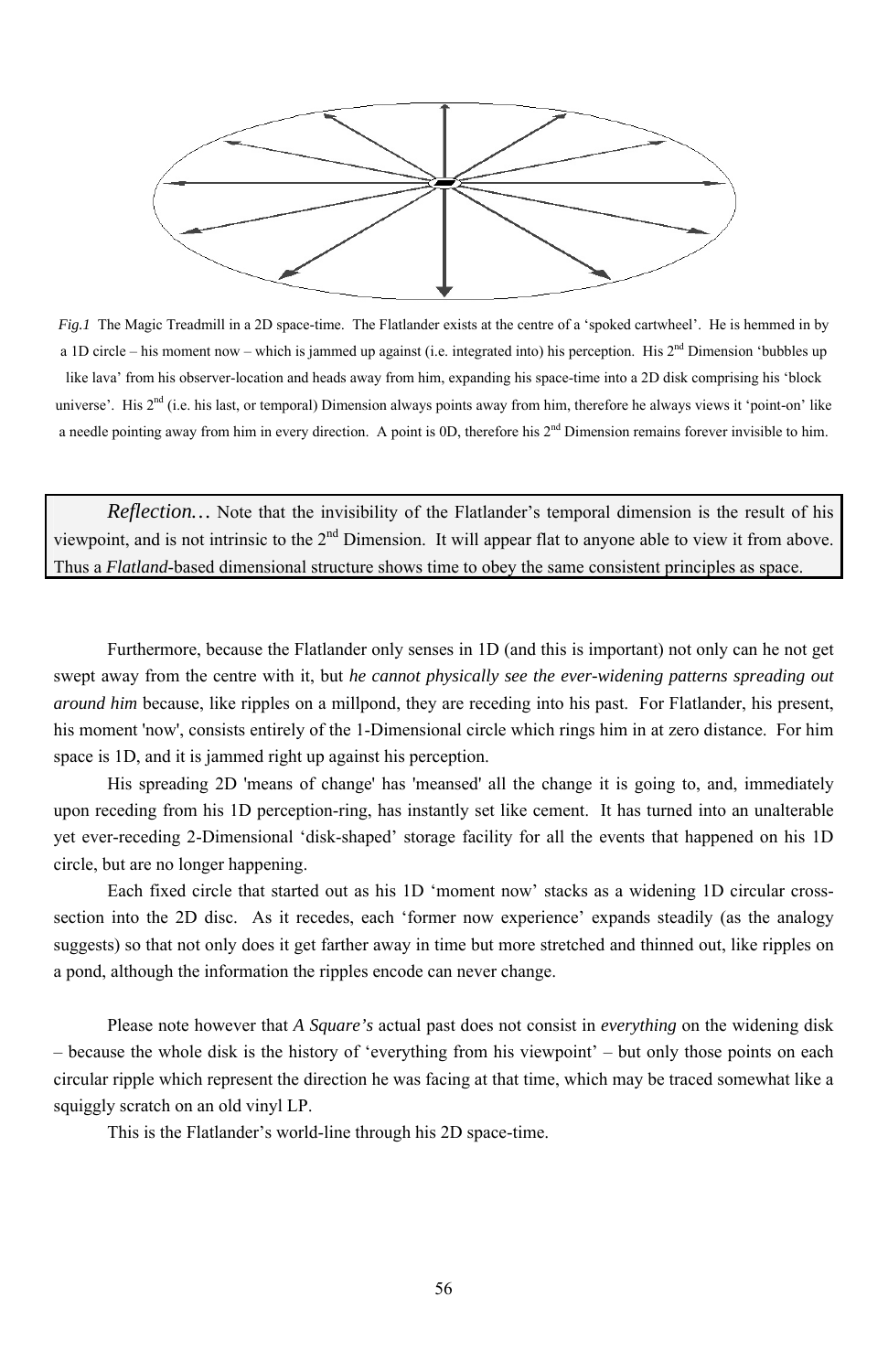*Fig.1* The Magic Treadmill in a 2D space-time. The Flatlander exists at the centre of a 'spoked cartwheel'. He is hemmed in by a 1D circle – his moment now – which is jammed up against (i.e. integrated into) his perception. His 2nd Dimension 'bubbles up like lava' from his observer-location and heads away from him, expanding his space-time into a 2D disk comprising his 'block universe'. His 2nd (i.e. his last, or temporal) Dimension always points away from him, therefore he always views it 'point-on' like a needle pointing away from him in every direction. A point is 0D, therefore his 2nd Dimension remains forever invisible to him.

> *Reflection…* Note that the invisibility of the Flatlander's temporal dimension is the result of his viewpoint, and is not intrinsic to the 2nd Dimension. It will appear flat to anyone able to view it from above. Thus a *Flatland*-based dimensional structure shows time to obey the same consistent principles as space.

Furthermore, because the Flatlander only senses in 1D (and this is important) not only can he not get swept away from the centre with it, but *he cannot physically see the ever-widening patterns spreading out around him* because, like ripples on a millpond, they are receding into his past. For Flatlander, his present, his moment 'now', consists entirely of the 1-Dimensional circle which rings him in at zero distance. For him space is 1D, and it is jammed right up against his perception.

His spreading 2D 'means of change' has 'meansed' all the change it is going to, and, immediately upon receding from his 1D perception-ring, has instantly set like cement. It has turned into an unalterable yet ever-receding 2-Dimensional 'disk-shaped' storage facility for all the events that happened on his 1D circle, but are no longer happening.

Each fixed circle that started out as his 1D 'moment now' stacks as a widening 1D circular cross-section into the 2D disc. As it recedes, each 'former now experience' expands steadily (as the analogy suggests) so that not only does it get farther away in time but more stretched and thinned out, like ripples on a pond, although the information the ripples encode can never change.

Please note however that *A Square's* actual past does not consist in *everything* on the widening disk – because the whole disk is the history of 'everything from his viewpoint' – but only those points on each circular ripple which represent the direction he was facing at that time, which may be traced somewhat like a squiggly scratch on an old vinyl LP.

This is the Flatlander's world-line through his 2D space-time.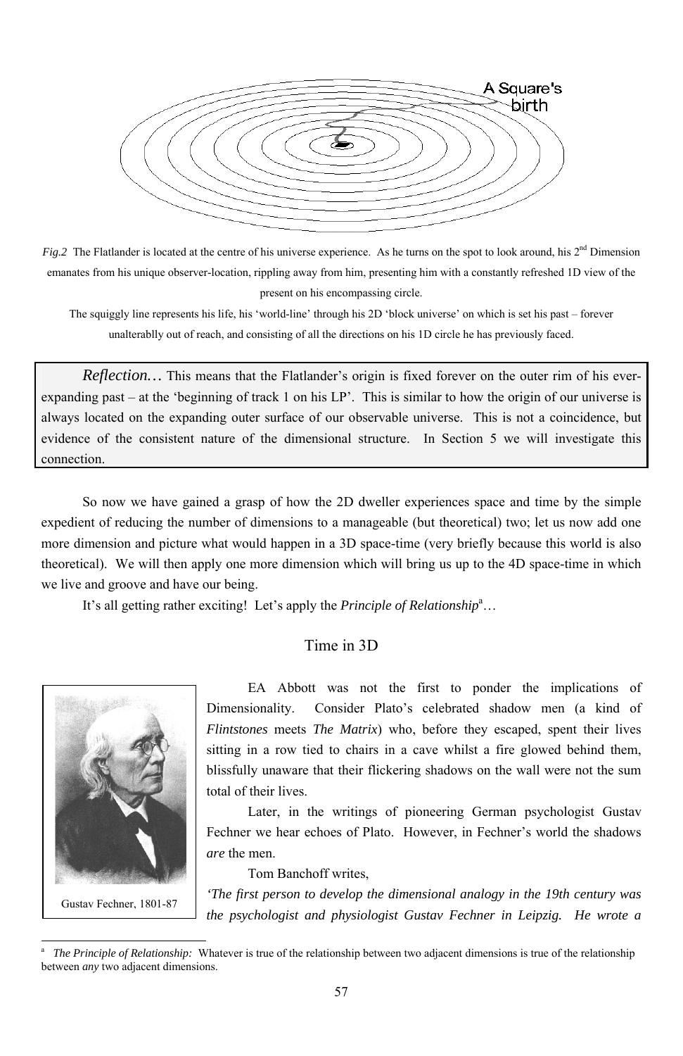*Fig.2* The Flatlander is located at the centre of his universe experience. As he turns on the spot to look around, his 2nd Dimension emanates from his unique observer-location, rippling away from him, presenting him with a constantly refreshed 1D view of the present on his encompassing circle.

The squiggly line represents his life, his 'world-line' through his 2D 'block universe' on which is set his past – forever unalterablly out of reach, and consisting of all the directions on his 1D circle he has previously faced.

> *Reflection…* This means that the Flatlander's origin is fixed forever on the outer rim of his ever-expanding past – at the 'beginning of track 1 on his LP'. This is similar to how the origin of our universe is always located on the expanding outer surface of our observable universe. This is not a coincidence, but evidence of the consistent nature of the dimensional structure. In Section 5 we will investigate this connection.

So now we have gained a grasp of how the 2D dweller experiences space and time by the simple expedient of reducing the number of dimensions to a manageable (but theoretical) two; let us now add one more dimension and picture what would happen in a 3D space-time (very briefly because this world is also theoretical). We will then apply one more dimension which will bring us up to the 4D space-time in which we live and groove and have our being.

It's all getting rather exciting! Let's apply the *Principle of Relationship*[a]…

## Time in 3D

Gustav Fechner, 1801-87

EA Abbott was not the first to ponder the implications of Dimensionality. Consider Plato's celebrated shadow men (a kind of *Flintstones* meets *The Matrix*) who, before they escaped, spent their lives sitting in a row tied to chairs in a cave whilst a fire glowed behind them, blissfully unaware that their flickering shadows on the wall were not the sum total of their lives.

Later, in the writings of pioneering German psychologist Gustav Fechner we hear echoes of Plato. However, in Fechner's world the shadows *are* the men.

Tom Banchoff writes,

*'The first person to develop the dimensional analogy in the 19th century was the psychologist and physiologist Gustav Fechner in Leipzig. He wrote a*

[a] *The Principle of Relationship:* Whatever is true of the relationship between two adjacent dimensions is true of the relationship between *any* two adjacent dimensions.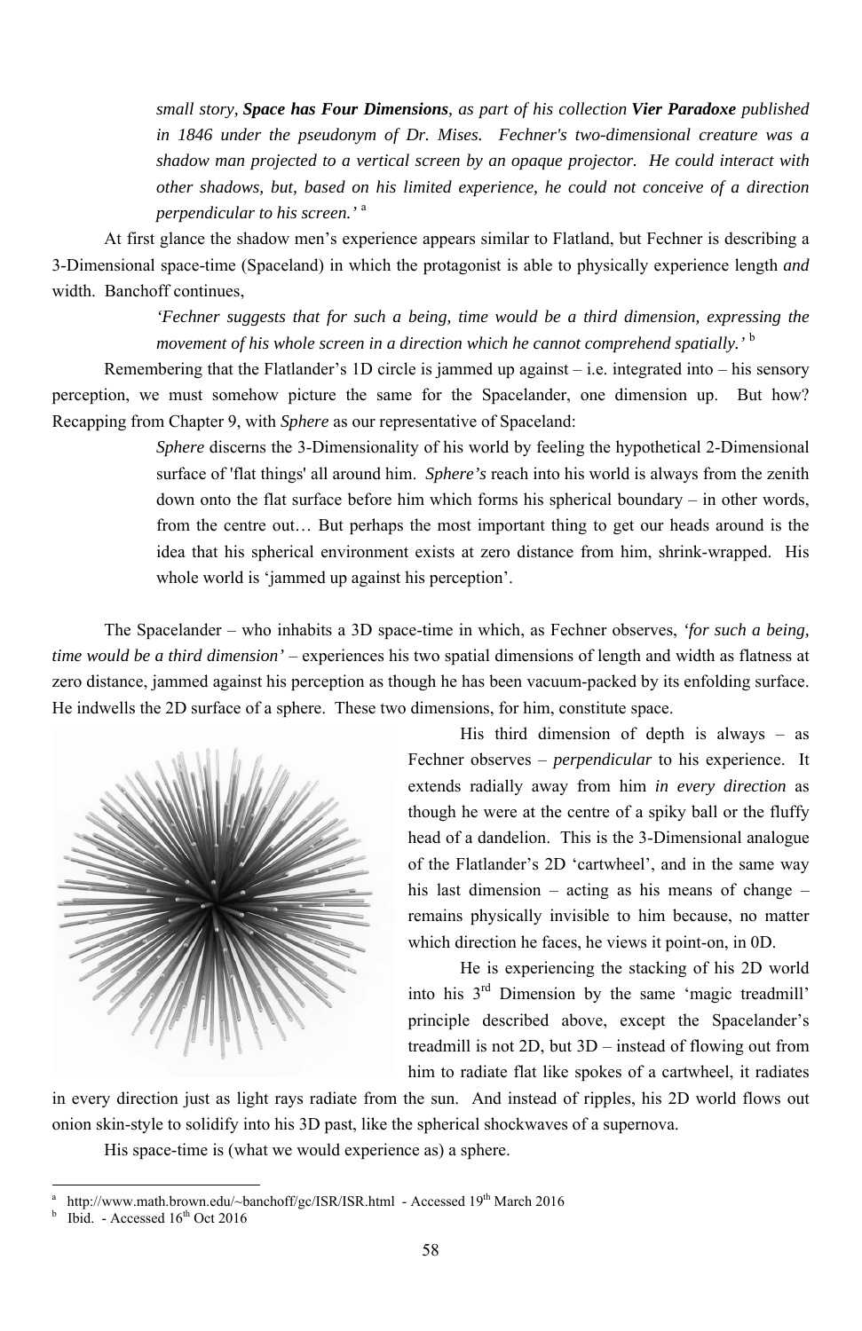> *small story,* ***Space has Four Dimensions****, as part of his collection* ***Vier Paradoxe*** *published in 1846 under the pseudonym of Dr. Mises. Fechner's two-dimensional creature was a shadow man projected to a vertical screen by an opaque projector. He could interact with other shadows, but, based on his limited experience, he could not conceive of a direction perpendicular to his screen.'* [a]

At first glance the shadow men's experience appears similar to Flatland, but Fechner is describing a 3-Dimensional space-time (Spaceland) in which the protagonist is able to physically experience length *and* width. Banchoff continues,

> *'Fechner suggests that for such a being, time would be a third dimension, expressing the movement of his whole screen in a direction which he cannot comprehend spatially.'* [b]

Remembering that the Flatlander's 1D circle is jammed up against – i.e. integrated into – his sensory perception, we must somehow picture the same for the Spacelander, one dimension up. But how? Recapping from Chapter 9, with *Sphere* as our representative of Spaceland:

> *Sphere* discerns the 3-Dimensionality of his world by feeling the hypothetical 2-Dimensional surface of 'flat things' all around him. *Sphere's* reach into his world is always from the zenith down onto the flat surface before him which forms his spherical boundary – in other words, from the centre out… But perhaps the most important thing to get our heads around is the idea that his spherical environment exists at zero distance from him, shrink-wrapped. His whole world is 'jammed up against his perception'.

The Spacelander – who inhabits a 3D space-time in which, as Fechner observes, *'for such a being, time would be a third dimension'* – experiences his two spatial dimensions of length and width as flatness at zero distance, jammed against his perception as though he has been vacuum-packed by its enfolding surface. He indwells the 2D surface of a sphere. These two dimensions, for him, constitute space.

His third dimension of depth is always – as Fechner observes – *perpendicular* to his experience. It extends radially away from him *in every direction* as though he were at the centre of a spiky ball or the fluffy head of a dandelion. This is the 3-Dimensional analogue of the Flatlander's 2D 'cartwheel', and in the same way his last dimension – acting as his means of change – remains physically invisible to him because, no matter which direction he faces, he views it point-on, in 0D.

He is experiencing the stacking of his 2D world into his 3rd Dimension by the same 'magic treadmill' principle described above, except the Spacelander's treadmill is not 2D, but 3D – instead of flowing out from him to radiate flat like spokes of a cartwheel, it radiates in every direction just as light rays radiate from the sun. And instead of ripples, his 2D world flows out onion skin-style to solidify into his 3D past, like the spherical shockwaves of a supernova.

His space-time is (what we would experience as) a sphere.

---

[a] http://www.math.brown.edu/~banchoff/gc/ISR/ISR.html - Accessed 19th March 2016

[b] Ibid. - Accessed 16th Oct 2016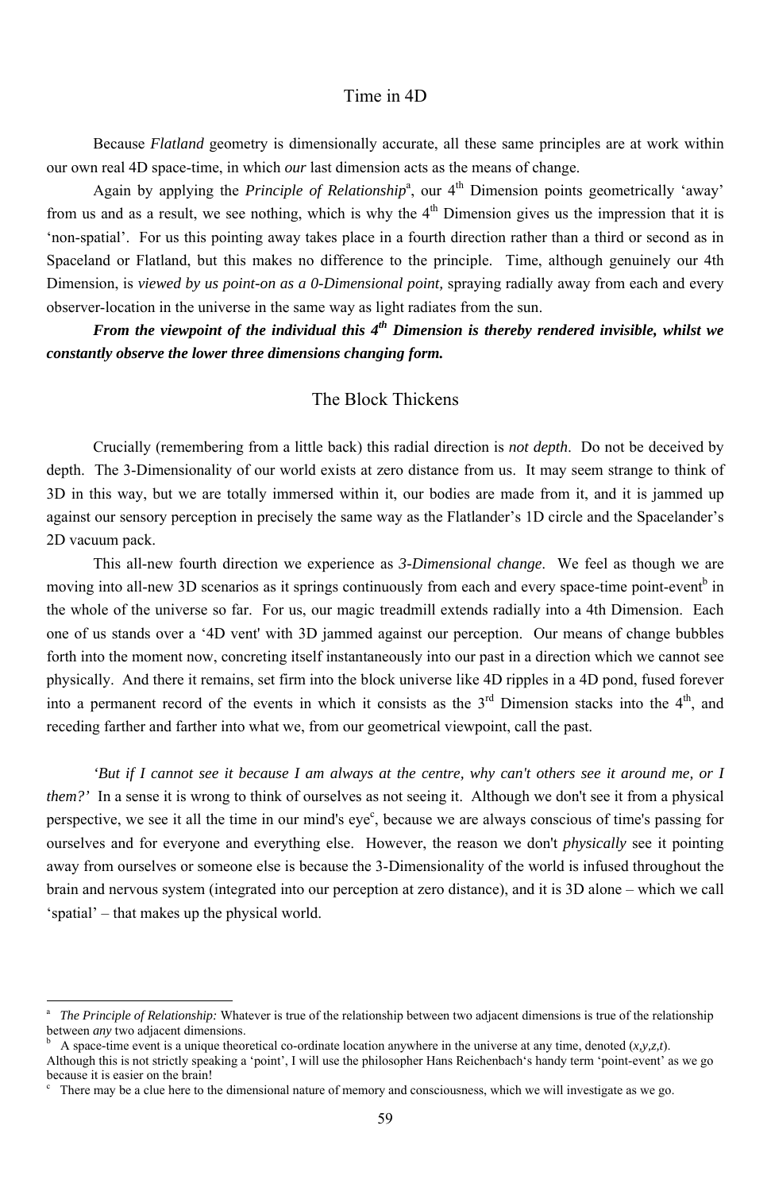## Time in 4D

Because *Flatland* geometry is dimensionally accurate, all these same principles are at work within our own real 4D space-time, in which *our* last dimension acts as the means of change.

Again by applying the *Principle of Relationship*[a], our 4th Dimension points geometrically 'away' from us and as a result, we see nothing, which is why the 4th Dimension gives us the impression that it is 'non-spatial'. For us this pointing away takes place in a fourth direction rather than a third or second as in Spaceland or Flatland, but this makes no difference to the principle. Time, although genuinely our 4th Dimension, is *viewed by us point-on as a 0-Dimensional point,* spraying radially away from each and every observer-location in the universe in the same way as light radiates from the sun.

***From the viewpoint of the individual this 4th Dimension is thereby rendered invisible, whilst we constantly observe the lower three dimensions changing form.***

## The Block Thickens

Crucially (remembering from a little back) this radial direction is *not depth*. Do not be deceived by depth. The 3-Dimensionality of our world exists at zero distance from us. It may seem strange to think of 3D in this way, but we are totally immersed within it, our bodies are made from it, and it is jammed up against our sensory perception in precisely the same way as the Flatlander's 1D circle and the Spacelander's 2D vacuum pack.

This all-new fourth direction we experience as *3-Dimensional change*. We feel as though we are moving into all-new 3D scenarios as it springs continuously from each and every space-time point-event[b] in the whole of the universe so far. For us, our magic treadmill extends radially into a 4th Dimension. Each one of us stands over a '4D vent' with 3D jammed against our perception. Our means of change bubbles forth into the moment now, concreting itself instantaneously into our past in a direction which we cannot see physically. And there it remains, set firm into the block universe like 4D ripples in a 4D pond, fused forever into a permanent record of the events in which it consists as the 3rd Dimension stacks into the 4th, and receding farther and farther into what we, from our geometrical viewpoint, call the past.

*'But if I cannot see it because I am always at the centre, why can't others see it around me, or I them?'* In a sense it is wrong to think of ourselves as not seeing it. Although we don't see it from a physical perspective, we see it all the time in our mind's eye[c], because we are always conscious of time's passing for ourselves and for everyone and everything else. However, the reason we don't *physically* see it pointing away from ourselves or someone else is because the 3-Dimensionality of the world is infused throughout the brain and nervous system (integrated into our perception at zero distance), and it is 3D alone – which we call 'spatial' – that makes up the physical world.

---

[a] *The Principle of Relationship:* Whatever is true of the relationship between two adjacent dimensions is true of the relationship between *any* two adjacent dimensions.

[b] A space-time event is a unique theoretical co-ordinate location anywhere in the universe at any time, denoted $(x,y,z,t)$. Although this is not strictly speaking a 'point', I will use the philosopher Hans Reichenbach's handy term 'point-event' as we go because it is easier on the brain!

[c] There may be a clue here to the dimensional nature of memory and consciousness, which we will investigate as we go.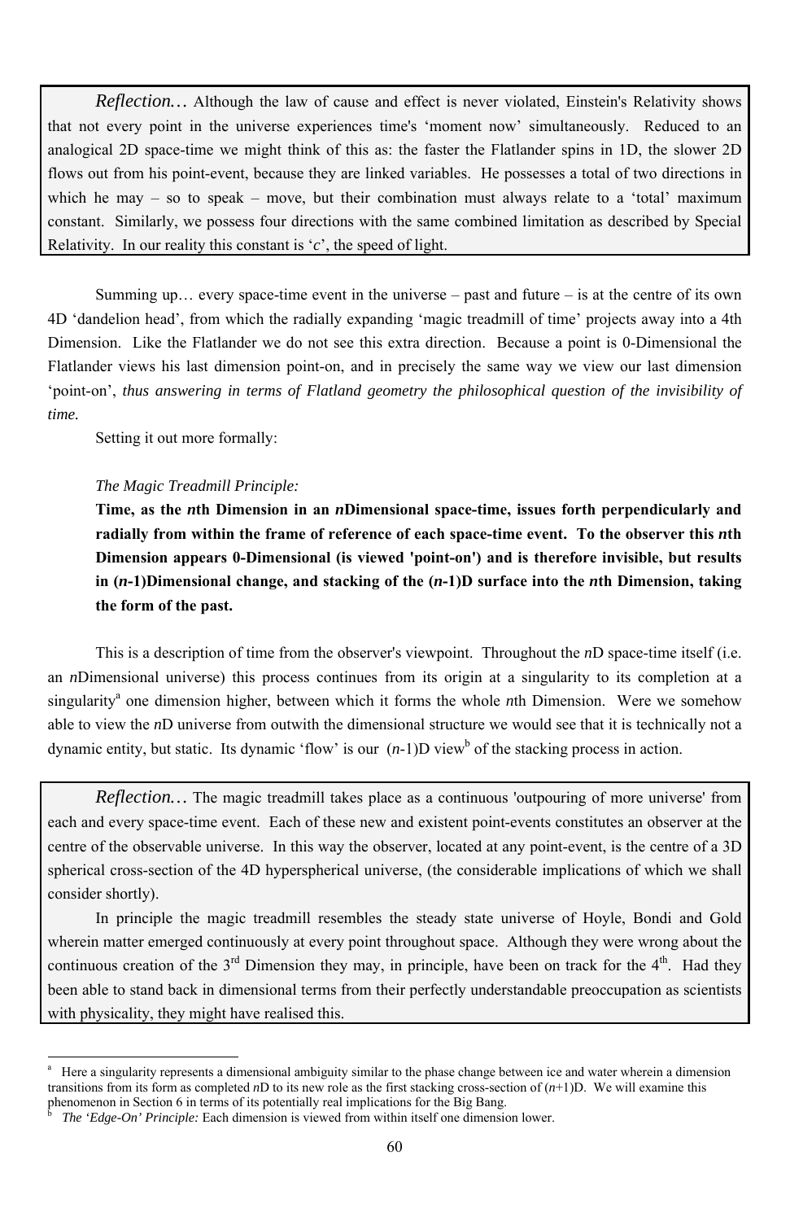*Reflection…* Although the law of cause and effect is never violated, Einstein's Relativity shows that not every point in the universe experiences time's 'moment now' simultaneously. Reduced to an analogical 2D space-time we might think of this as: the faster the Flatlander spins in 1D, the slower 2D flows out from his point-event, because they are linked variables. He possesses a total of two directions in which he may – so to speak – move, but their combination must always relate to a 'total' maximum constant. Similarly, we possess four directions with the same combined limitation as described by Special Relativity. In our reality this constant is '*c*', the speed of light.

Summing up… every space-time event in the universe – past and future – is at the centre of its own 4D 'dandelion head', from which the radially expanding 'magic treadmill of time' projects away into a 4th Dimension. Like the Flatlander we do not see this extra direction. Because a point is 0-Dimensional the Flatlander views his last dimension point-on, and in precisely the same way we view our last dimension 'point-on', *thus answering in terms of Flatland geometry the philosophical question of the invisibility of time.*

Setting it out more formally:

*The Magic Treadmill Principle:*

**Time, as the *n*th Dimension in an *n*Dimensional space-time, issues forth perpendicularly and radially from within the frame of reference of each space-time event. To the observer this *n*th Dimension appears 0-Dimensional (is viewed 'point-on') and is therefore invisible, but results in (*n*-1)Dimensional change, and stacking of the (*n*-1)D surface into the *n*th Dimension, taking the form of the past.**

This is a description of time from the observer's viewpoint. Throughout the *n*D space-time itself (i.e. an *n*Dimensional universe) this process continues from its origin at a singularity to its completion at a singularity[a] one dimension higher, between which it forms the whole *n*th Dimension. Were we somehow able to view the *n*D universe from outwith the dimensional structure we would see that it is technically not a dynamic entity, but static. Its dynamic 'flow' is our (*n*-1)D view[b] of the stacking process in action.

*Reflection…* The magic treadmill takes place as a continuous 'outpouring of more universe' from each and every space-time event. Each of these new and existent point-events constitutes an observer at the centre of the observable universe. In this way the observer, located at any point-event, is the centre of a 3D spherical cross-section of the 4D hyperspherical universe, (the considerable implications of which we shall consider shortly).

In principle the magic treadmill resembles the steady state universe of Hoyle, Bondi and Gold wherein matter emerged continuously at every point throughout space. Although they were wrong about the continuous creation of the 3rd Dimension they may, in principle, have been on track for the 4th. Had they been able to stand back in dimensional terms from their perfectly understandable preoccupation as scientists with physicality, they might have realised this.

---

[a] Here a singularity represents a dimensional ambiguity similar to the phase change between ice and water wherein a dimension transitions from its form as completed *n*D to its new role as the first stacking cross-section of (*n*+1)D. We will examine this phenomenon in Section 6 in terms of its potentially real implications for the Big Bang.

[b] *The 'Edge-On' Principle:* Each dimension is viewed from within itself one dimension lower.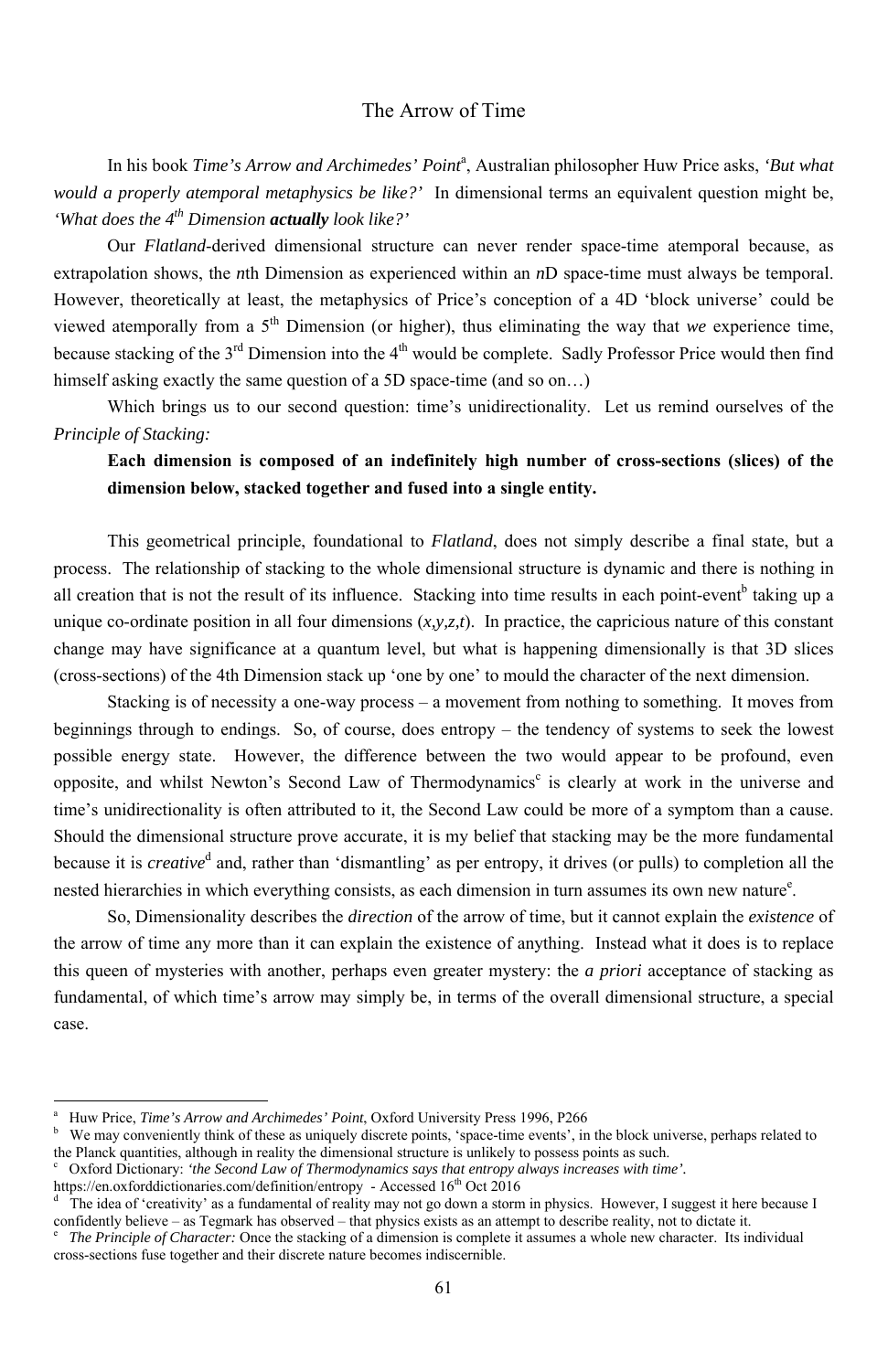# The Arrow of Time

In his book *Time's Arrow and Archimedes' Point*[a], Australian philosopher Huw Price asks, *'But what would a properly atemporal metaphysics be like?'* In dimensional terms an equivalent question might be, *'What does the 4th Dimension **actually** look like?'*

Our *Flatland*-derived dimensional structure can never render space-time atemporal because, as extrapolation shows, the *n*th Dimension as experienced within an *n*D space-time must always be temporal. However, theoretically at least, the metaphysics of Price's conception of a 4D 'block universe' could be viewed atemporally from a 5th Dimension (or higher), thus eliminating the way that *we* experience time, because stacking of the 3rd Dimension into the 4th would be complete. Sadly Professor Price would then find himself asking exactly the same question of a 5D space-time (and so on…)

Which brings us to our second question: time's unidirectionality. Let us remind ourselves of the *Principle of Stacking:*

> **Each dimension is composed of an indefinitely high number of cross-sections (slices) of the dimension below, stacked together and fused into a single entity.**

This geometrical principle, foundational to *Flatland*, does not simply describe a final state, but a process. The relationship of stacking to the whole dimensional structure is dynamic and there is nothing in all creation that is not the result of its influence. Stacking into time results in each point-event[b] taking up a unique co-ordinate position in all four dimensions ($x,y,z,t$). In practice, the capricious nature of this constant change may have significance at a quantum level, but what is happening dimensionally is that 3D slices (cross-sections) of the 4th Dimension stack up 'one by one' to mould the character of the next dimension.

Stacking is of necessity a one-way process – a movement from nothing to something. It moves from beginnings through to endings. So, of course, does entropy – the tendency of systems to seek the lowest possible energy state. However, the difference between the two would appear to be profound, even opposite, and whilst Newton's Second Law of Thermodynamics[c] is clearly at work in the universe and time's unidirectionality is often attributed to it, the Second Law could be more of a symptom than a cause. Should the dimensional structure prove accurate, it is my belief that stacking may be the more fundamental because it is *creative*[d] and, rather than 'dismantling' as per entropy, it drives (or pulls) to completion all the nested hierarchies in which everything consists, as each dimension in turn assumes its own new nature[e].

So, Dimensionality describes the *direction* of the arrow of time, but it cannot explain the *existence* of the arrow of time any more than it can explain the existence of anything. Instead what it does is to replace this queen of mysteries with another, perhaps even greater mystery: the *a priori* acceptance of stacking as fundamental, of which time's arrow may simply be, in terms of the overall dimensional structure, a special case.

---

[a] Huw Price, *Time's Arrow and Archimedes' Point*, Oxford University Press 1996, P266

[b] We may conveniently think of these as uniquely discrete points, 'space-time events', in the block universe, perhaps related to the Planck quantities, although in reality the dimensional structure is unlikely to possess points as such.

[c] Oxford Dictionary: *'the Second Law of Thermodynamics says that entropy always increases with time'*. https://en.oxforddictionaries.com/definition/entropy - Accessed 16th Oct 2016

[d] The idea of 'creativity' as a fundamental of reality may not go down a storm in physics. However, I suggest it here because I confidently believe – as Tegmark has observed – that physics exists as an attempt to describe reality, not to dictate it.

[e] *The Principle of Character:* Once the stacking of a dimension is complete it assumes a whole new character. Its individual cross-sections fuse together and their discrete nature becomes indiscernible.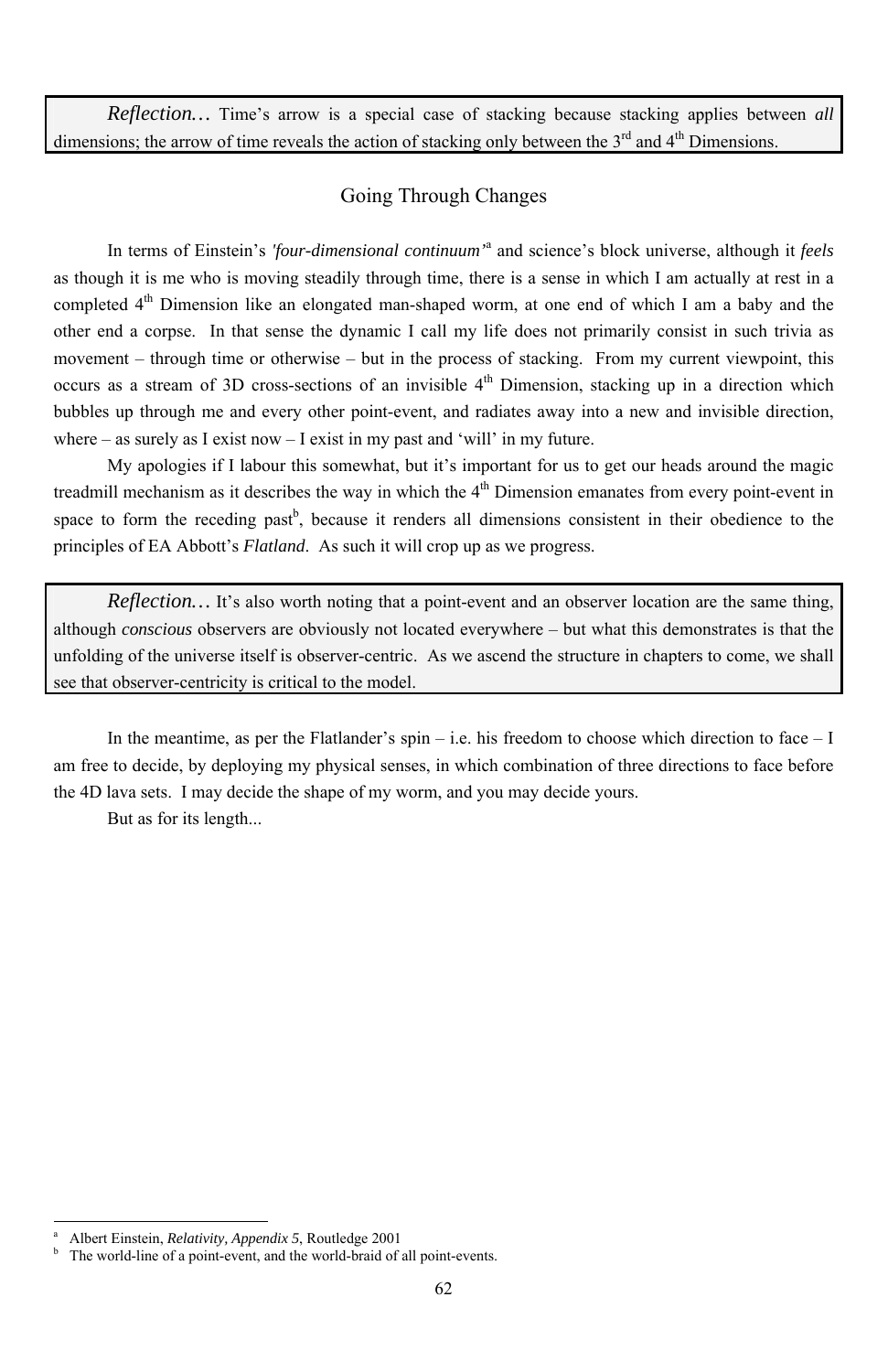> *Reflection…* Time's arrow is a special case of stacking because stacking applies between *all* dimensions; the arrow of time reveals the action of stacking only between the 3rd and 4th Dimensions.

## Going Through Changes

In terms of Einstein's *'four-dimensional continuum'*[a] and science's block universe, although it *feels* as though it is me who is moving steadily through time, there is a sense in which I am actually at rest in a completed 4th Dimension like an elongated man-shaped worm, at one end of which I am a baby and the other end a corpse. In that sense the dynamic I call my life does not primarily consist in such trivia as movement – through time or otherwise – but in the process of stacking. From my current viewpoint, this occurs as a stream of 3D cross-sections of an invisible 4th Dimension, stacking up in a direction which bubbles up through me and every other point-event, and radiates away into a new and invisible direction, where – as surely as I exist now – I exist in my past and 'will' in my future.

My apologies if I labour this somewhat, but it's important for us to get our heads around the magic treadmill mechanism as it describes the way in which the 4th Dimension emanates from every point-event in space to form the receding past[b], because it renders all dimensions consistent in their obedience to the principles of EA Abbott's *Flatland*. As such it will crop up as we progress.

> *Reflection…* It's also worth noting that a point-event and an observer location are the same thing, although *conscious* observers are obviously not located everywhere – but what this demonstrates is that the unfolding of the universe itself is observer-centric. As we ascend the structure in chapters to come, we shall see that observer-centricity is critical to the model.

In the meantime, as per the Flatlander's spin – i.e. his freedom to choose which direction to face – I am free to decide, by deploying my physical senses, in which combination of three directions to face before the 4D lava sets. I may decide the shape of my worm, and you may decide yours.

But as for its length...

---

[a] Albert Einstein, *Relativity, Appendix 5*, Routledge 2001

[b] The world-line of a point-event, and the world-braid of all point-events.